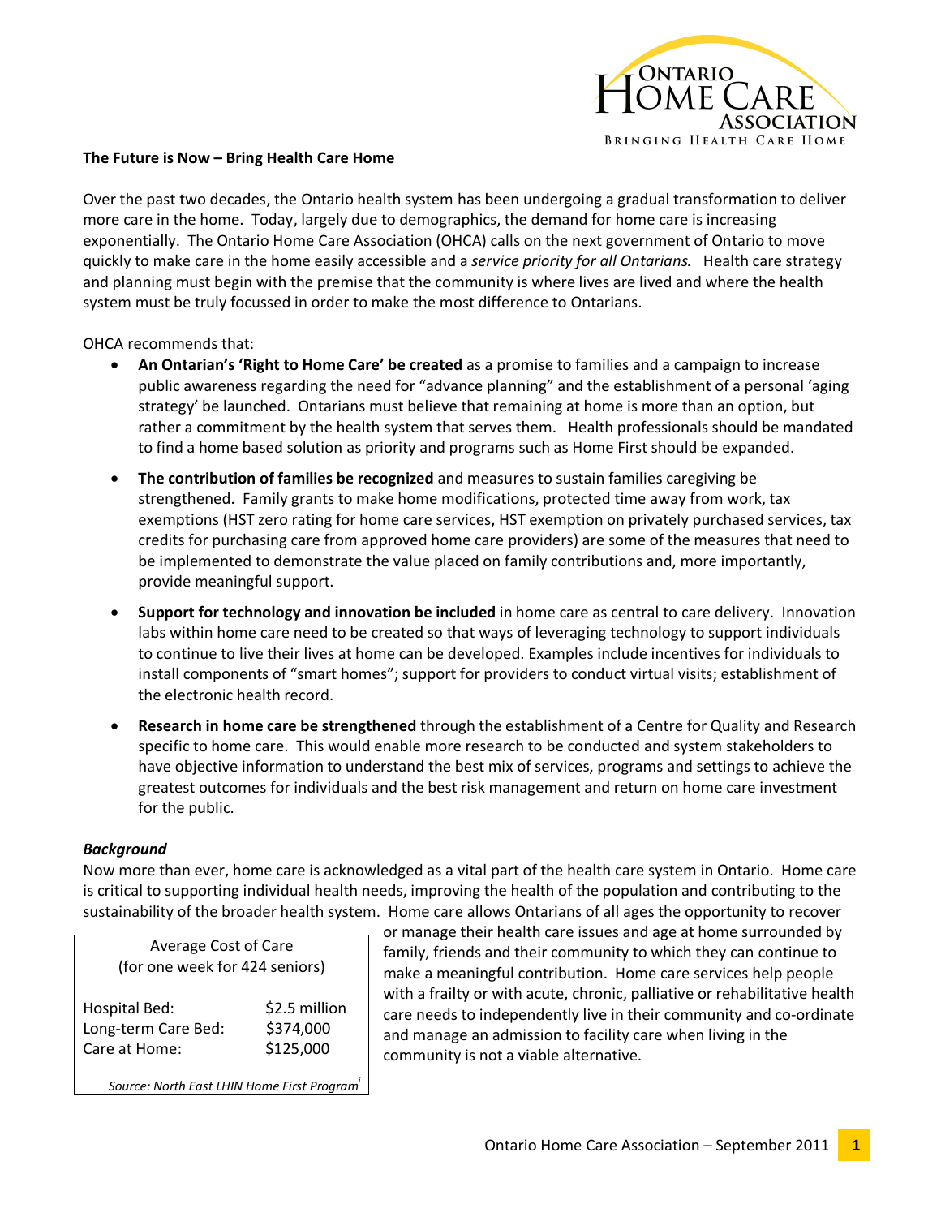**The Future is Now – Bring Health Care Home**

Over the past two decades, the Ontario health system has been undergoing a gradual transformation to deliver more care in the home. Today, largely due to demographics, the demand for home care is increasing exponentially. The Ontario Home Care Association (OHCA) calls on the next government of Ontario to move quickly to make care in the home easily accessible and a *service priority for all Ontarians.* Health care strategy and planning must begin with the premise that the community is where lives are lived and where the health system must be truly focussed in order to make the most difference to Ontarians.

OHCA recommends that:

- **An Ontarian's 'Right to Home Care' be created** as a promise to families and a campaign to increase public awareness regarding the need for "advance planning" and the establishment of a personal 'aging strategy' be launched. Ontarians must believe that remaining at home is more than an option, but rather a commitment by the health system that serves them. Health professionals should be mandated to find a home based solution as priority and programs such as Home First should be expanded.
- **The contribution of families be recognized** and measures to sustain families caregiving be strengthened. Family grants to make home modifications, protected time away from work, tax exemptions (HST zero rating for home care services, HST exemption on privately purchased services, tax credits for purchasing care from approved home care providers) are some of the measures that need to be implemented to demonstrate the value placed on family contributions and, more importantly, provide meaningful support.
- **Support for technology and innovation be included** in home care as central to care delivery. Innovation labs within home care need to be created so that ways of leveraging technology to support individuals to continue to live their lives at home can be developed. Examples include incentives for individuals to install components of "smart homes"; support for providers to conduct virtual visits; establishment of the electronic health record.
- **Research in home care be strengthened** through the establishment of a Centre for Quality and Research specific to home care. This would enable more research to be conducted and system stakeholders to have objective information to understand the best mix of services, programs and settings to achieve the greatest outcomes for individuals and the best risk management and return on home care investment for the public.

***Background***

Now more than ever, home care is acknowledged as a vital part of the health care system in Ontario. Home care is critical to supporting individual health needs, improving the health of the population and contributing to the sustainability of the broader health system. Home care allows Ontarians of all ages the opportunity to recover or manage their health care issues and age at home surrounded by family, friends and their community to which they can continue to make a meaningful contribution. Home care services help people with a frailty or with acute, chronic, palliative or rehabilitative health care needs to independently live in their community and co-ordinate and manage an admission to facility care when living in the community is not a viable alternative.

| Average Cost of Care (for one week for 424 seniors) | |
|---|---|
| Hospital Bed: | $2.5 million |
| Long-term Care Bed: | $374,000 |
| Care at Home: | $125,000 |

*Source: North East LHIN Home First Program*[i]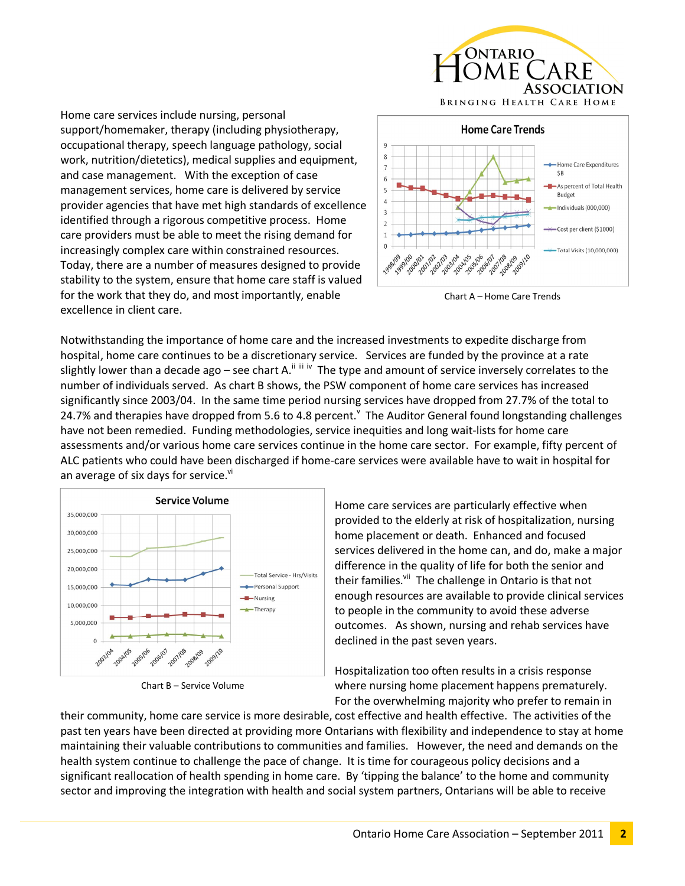Home care services include nursing, personal support/homemaker, therapy (including physiotherapy, occupational therapy, speech language pathology, social work, nutrition/dietetics), medical supplies and equipment, and case management. With the exception of case management services, home care is delivered by service provider agencies that have met high standards of excellence identified through a rigorous competitive process. Home care providers must be able to meet the rising demand for increasingly complex care within constrained resources. Today, there are a number of measures designed to provide stability to the system, ensure that home care staff is valued for the work that they do, and most importantly, enable excellence in client care.

Chart A – Home Care Trends

Notwithstanding the importance of home care and the increased investments to expedite discharge from hospital, home care continues to be a discretionary service. Services are funded by the province at a rate slightly lower than a decade ago – see chart A.[ii iii iv] The type and amount of service inversely correlates to the number of individuals served. As chart B shows, the PSW component of home care services has increased significantly since 2003/04. In the same time period nursing services have dropped from 27.7% of the total to 24.7% and therapies have dropped from 5.6 to 4.8 percent.[v] The Auditor General found longstanding challenges have not been remedied. Funding methodologies, service inequities and long wait-lists for home care assessments and/or various home care services continue in the home care sector. For example, fifty percent of ALC patients who could have been discharged if home-care services were available have to wait in hospital for an average of six days for service.[vi]

Chart B – Service Volume

Home care services are particularly effective when provided to the elderly at risk of hospitalization, nursing home placement or death. Enhanced and focused services delivered in the home can, and do, make a major difference in the quality of life for both the senior and their families.[vii] The challenge in Ontario is that not enough resources are available to provide clinical services to people in the community to avoid these adverse outcomes. As shown, nursing and rehab services have declined in the past seven years.

Hospitalization too often results in a crisis response where nursing home placement happens prematurely. For the overwhelming majority who prefer to remain in their community, home care service is more desirable, cost effective and health effective. The activities of the past ten years have been directed at providing more Ontarians with flexibility and independence to stay at home maintaining their valuable contributions to communities and families. However, the need and demands on the health system continue to challenge the pace of change. It is time for courageous policy decisions and a significant reallocation of health spending in home care. By 'tipping the balance' to the home and community sector and improving the integration with health and social system partners, Ontarians will be able to receive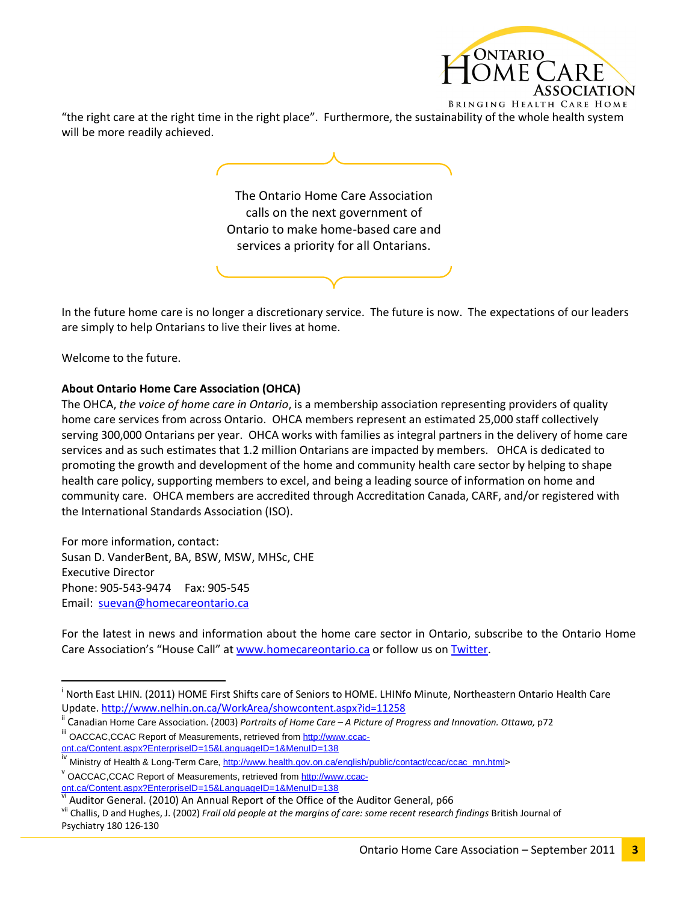"the right care at the right time in the right place". Furthermore, the sustainability of the whole health system will be more readily achieved.

The Ontario Home Care Association calls on the next government of Ontario to make home-based care and services a priority for all Ontarians.

In the future home care is no longer a discretionary service. The future is now. The expectations of our leaders are simply to help Ontarians to live their lives at home.

Welcome to the future.

**About Ontario Home Care Association (OHCA)**

The OHCA, *the voice of home care in Ontario*, is a membership association representing providers of quality home care services from across Ontario. OHCA members represent an estimated 25,000 staff collectively serving 300,000 Ontarians per year. OHCA works with families as integral partners in the delivery of home care services and as such estimates that 1.2 million Ontarians are impacted by members. OHCA is dedicated to promoting the growth and development of the home and community health care sector by helping to shape health care policy, supporting members to excel, and being a leading source of information on home and community care. OHCA members are accredited through Accreditation Canada, CARF, and/or registered with the International Standards Association (ISO).

For more information, contact:
Susan D. VanderBent, BA, BSW, MSW, MHSc, CHE
Executive Director
Phone: 905-543-9474 Fax: 905-545
Email: suevan@homecareontario.ca

For the latest in news and information about the home care sector in Ontario, subscribe to the Ontario Home Care Association's "House Call" at www.homecareontario.ca or follow us on Twitter.

---

[i] North East LHIN. (2011) HOME First Shifts care of Seniors to HOME. LHINfo Minute, Northeastern Ontario Health Care Update. http://www.nelhin.on.ca/WorkArea/showcontent.aspx?id=11258

[ii] Canadian Home Care Association. (2003) *Portraits of Home Care – A Picture of Progress and Innovation. Ottawa,* p72

[iii] OACCAC,CCAC Report of Measurements, retrieved from http://www.ccac-ont.ca/Content.aspx?EnterpriseID=15&LanguageID=1&MenuID=138

[iv] Ministry of Health & Long-Term Care, http://www.health.gov.on.ca/english/public/contact/ccac/ccac_mn.html>

[v] OACCAC,CCAC Report of Measurements, retrieved from http://www.ccac-ont.ca/Content.aspx?EnterpriseID=15&LanguageID=1&MenuID=138

[vi] Auditor General. (2010) An Annual Report of the Office of the Auditor General, p66

[vii] Challis, D and Hughes, J. (2002) *Frail old people at the margins of care: some recent research findings* British Journal of Psychiatry 180 126-130